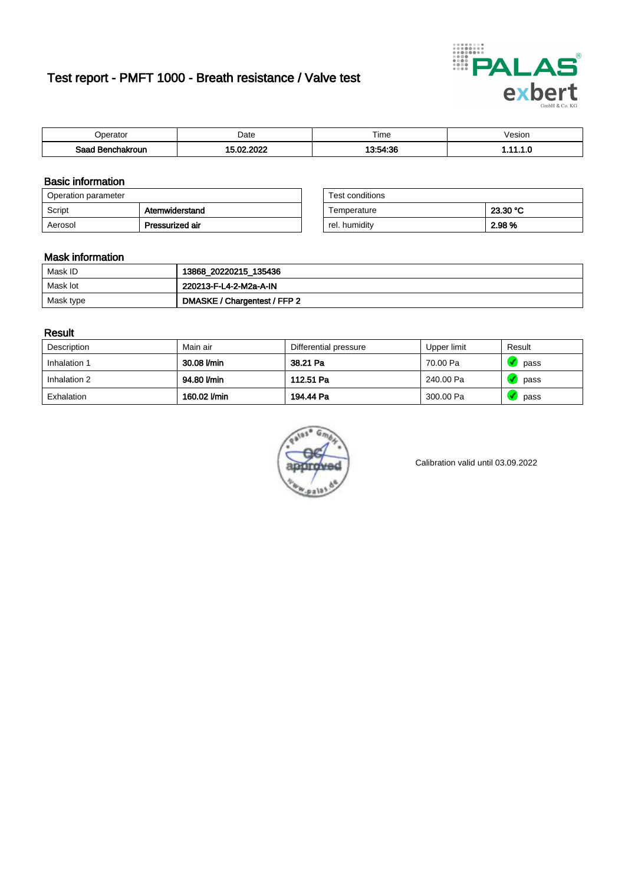# Test report - PMFT 1000 - Breath resistance / Valve test

| Operator | Date | Time | Vesion |
|---|---|---|---|
| Saad Benchakroun | 15.02.2022 | 13:54:36 | 1.11.1.0 |

## Basic information

| Operation parameter | |
|---|---|
| Script | Atemwiderstand |
| Aerosol | Pressurized air |

| Test conditions | |
|---|---|
| Temperature | 23.30 °C |
| rel. humidity | 2.98 % |

## Mask information

| | |
|---|---|
| Mask ID | 13868_20220215_135436 |
| Mask lot | 220213-F-L4-2-M2a-A-IN |
| Mask type | DMASKE / Chargentest / FFP 2 |

## Result

| Description | Main air | Differential pressure | Upper limit | Result |
|---|---|---|---|---|
| Inhalation 1 | 30.08 l/min | 38.21 Pa | 70.00 Pa | pass |
| Inhalation 2 | 94.80 l/min | 112.51 Pa | 240.00 Pa | pass |
| Exhalation | 160.02 l/min | 194.44 Pa | 300.00 Pa | pass |

Calibration valid until 03.09.2022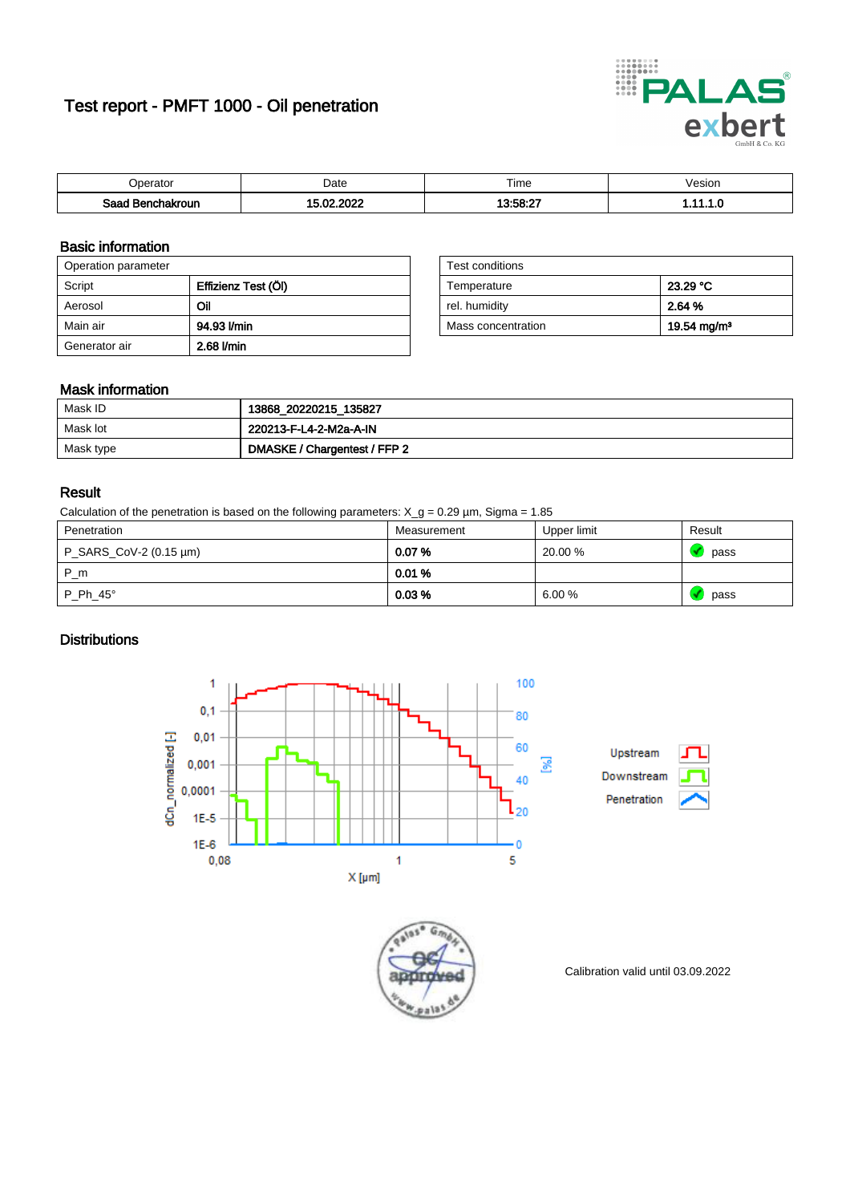# Test report - PMFT 1000 - Oil penetration

| Operator | Date | Time | Vesion |
|---|---|---|---|
| Saad Benchakroun | 15.02.2022 | 13:58:27 | 1.11.1.0 |

## Basic information

| Operation parameter | |
|---|---|
| Script | Effizienz Test (Öl) |
| Aerosol | Oil |
| Main air | 94.93 l/min |
| Generator air | 2.68 l/min |

| Test conditions | |
|---|---|
| Temperature | 23.29 °C |
| rel. humidity | 2.64 % |
| Mass concentration | 19.54 mg/m³ |

## Mask information

| | |
|---|---|
| Mask ID | 13868_20220215_135827 |
| Mask lot | 220213-F-L4-2-M2a-A-IN |
| Mask type | DMASKE / Chargentest / FFP 2 |

## Result

Calculation of the penetration is based on the following parameters: X_g = 0.29 µm, Sigma = 1.85

| Penetration | Measurement | Upper limit | Result |
|---|---|---|---|
| P_SARS_CoV-2 (0.15 µm) | 0.07 % | 20.00 % | pass |
| P_m | 0.01 % | | |
| P_Ph_45° | 0.03 % | 6.00 % | pass |

## Distributions

dCn_normalized [-]
1
0,1
0,01
0,001
0,0001
1E-5
1E-6
0,08
1
5
X [µm]
[%]
100
80
60
40
20
0
Upstream
Downstream
Penetration

Calibration valid until 03.09.2022